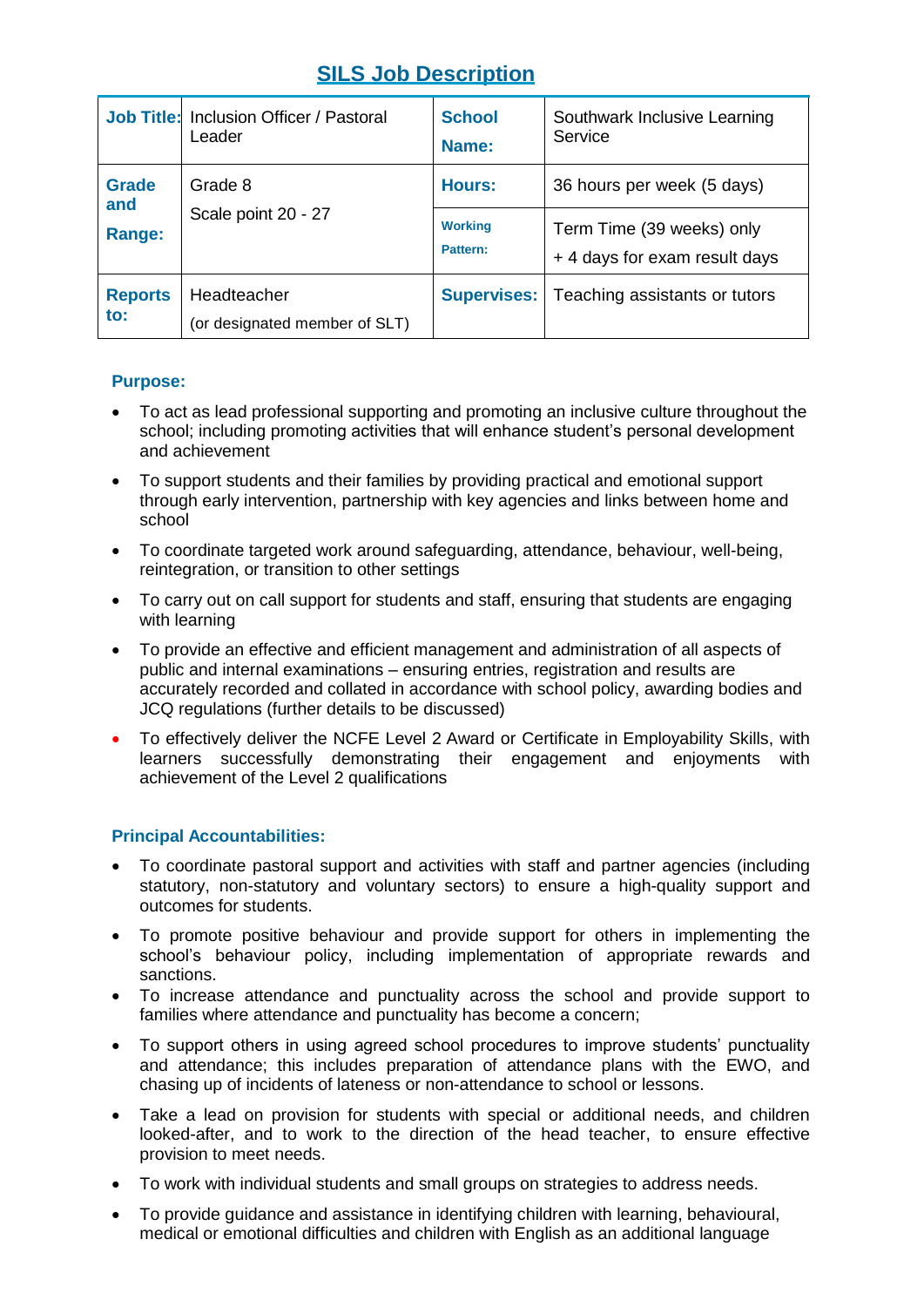# SILS Job Description

| Job Title: | Inclusion Officer / Pastoral Leader | School Name: | Southwark Inclusive Learning Service |
|---|---|---|---|
| Grade and Range: | Grade 8<br>Scale point 20 - 27 | Hours: | 36 hours per week (5 days) |
| | | Working Pattern: | Term Time (39 weeks) only<br>+ 4 days for exam result days |
| Reports to: | Headteacher<br>(or designated member of SLT) | Supervises: | Teaching assistants or tutors |

**Purpose:**

- To act as lead professional supporting and promoting an inclusive culture throughout the school; including promoting activities that will enhance student's personal development and achievement
- To support students and their families by providing practical and emotional support through early intervention, partnership with key agencies and links between home and school
- To coordinate targeted work around safeguarding, attendance, behaviour, well-being, reintegration, or transition to other settings
- To carry out on call support for students and staff, ensuring that students are engaging with learning
- To provide an effective and efficient management and administration of all aspects of public and internal examinations – ensuring entries, registration and results are accurately recorded and collated in accordance with school policy, awarding bodies and JCQ regulations (further details to be discussed)
- To effectively deliver the NCFE Level 2 Award or Certificate in Employability Skills, with learners successfully demonstrating their engagement and enjoyments with achievement of the Level 2 qualifications

**Principal Accountabilities:**

- To coordinate pastoral support and activities with staff and partner agencies (including statutory, non-statutory and voluntary sectors) to ensure a high-quality support and outcomes for students.
- To promote positive behaviour and provide support for others in implementing the school's behaviour policy, including implementation of appropriate rewards and sanctions.
- To increase attendance and punctuality across the school and provide support to families where attendance and punctuality has become a concern;
- To support others in using agreed school procedures to improve students' punctuality and attendance; this includes preparation of attendance plans with the EWO, and chasing up of incidents of lateness or non-attendance to school or lessons.
- Take a lead on provision for students with special or additional needs, and children looked-after, and to work to the direction of the head teacher, to ensure effective provision to meet needs.
- To work with individual students and small groups on strategies to address needs.
- To provide guidance and assistance in identifying children with learning, behavioural, medical or emotional difficulties and children with English as an additional language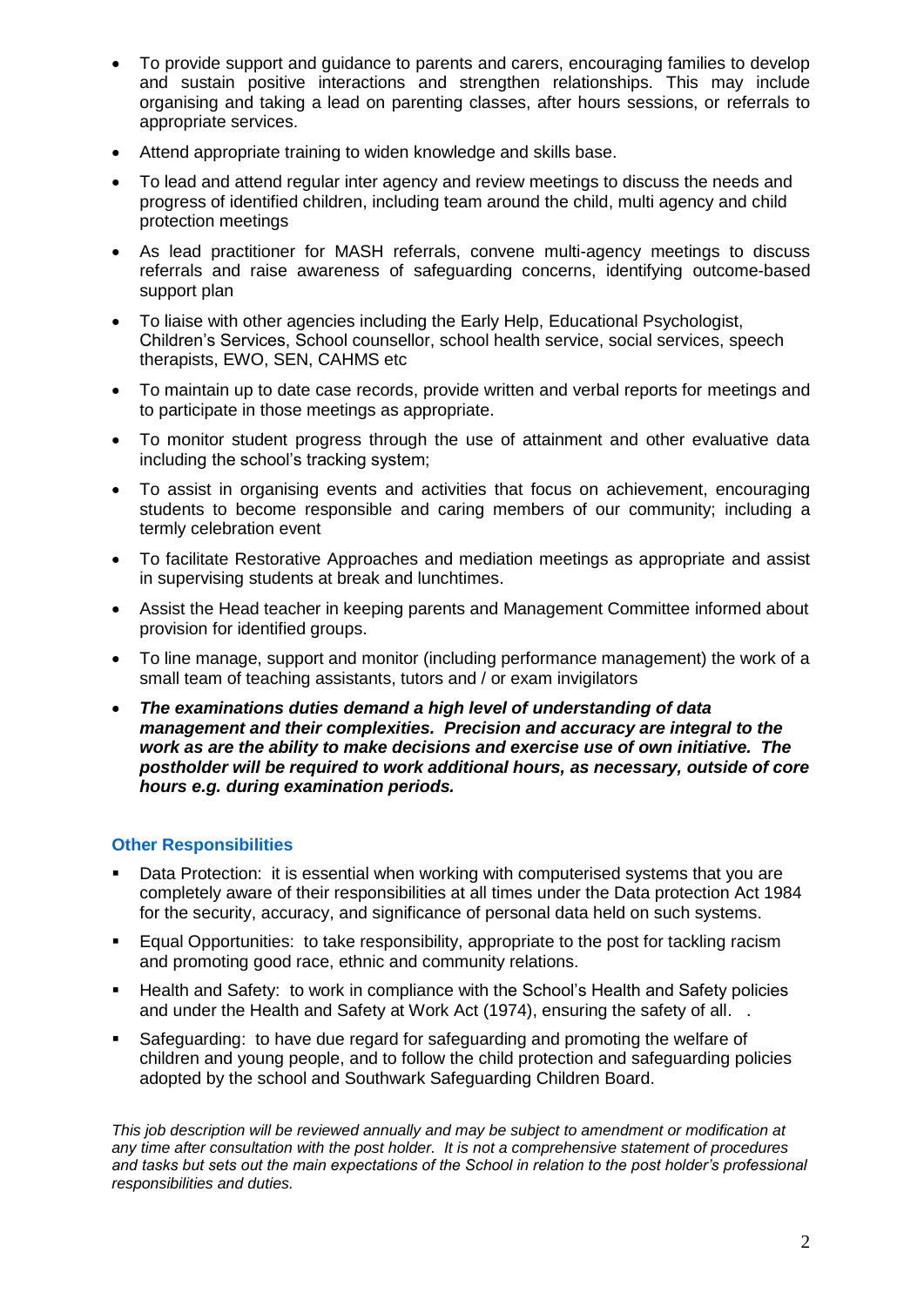- To provide support and guidance to parents and carers, encouraging families to develop and sustain positive interactions and strengthen relationships. This may include organising and taking a lead on parenting classes, after hours sessions, or referrals to appropriate services.
- Attend appropriate training to widen knowledge and skills base.
- To lead and attend regular inter agency and review meetings to discuss the needs and progress of identified children, including team around the child, multi agency and child protection meetings
- As lead practitioner for MASH referrals, convene multi-agency meetings to discuss referrals and raise awareness of safeguarding concerns, identifying outcome-based support plan
- To liaise with other agencies including the Early Help, Educational Psychologist, Children's Services, School counsellor, school health service, social services, speech therapists, EWO, SEN, CAHMS etc
- To maintain up to date case records, provide written and verbal reports for meetings and to participate in those meetings as appropriate.
- To monitor student progress through the use of attainment and other evaluative data including the school's tracking system;
- To assist in organising events and activities that focus on achievement, encouraging students to become responsible and caring members of our community; including a termly celebration event
- To facilitate Restorative Approaches and mediation meetings as appropriate and assist in supervising students at break and lunchtimes.
- Assist the Head teacher in keeping parents and Management Committee informed about provision for identified groups.
- To line manage, support and monitor (including performance management) the work of a small team of teaching assistants, tutors and / or exam invigilators
- ***The examinations duties demand a high level of understanding of data management and their complexities. Precision and accuracy are integral to the work as are the ability to make decisions and exercise use of own initiative. The postholder will be required to work additional hours, as necessary, outside of core hours e.g. during examination periods.***

### Other Responsibilities

- Data Protection: it is essential when working with computerised systems that you are completely aware of their responsibilities at all times under the Data protection Act 1984 for the security, accuracy, and significance of personal data held on such systems.
- Equal Opportunities: to take responsibility, appropriate to the post for tackling racism and promoting good race, ethnic and community relations.
- Health and Safety: to work in compliance with the School's Health and Safety policies and under the Health and Safety at Work Act (1974), ensuring the safety of all. .
- Safeguarding: to have due regard for safeguarding and promoting the welfare of children and young people, and to follow the child protection and safeguarding policies adopted by the school and Southwark Safeguarding Children Board.

*This job description will be reviewed annually and may be subject to amendment or modification at any time after consultation with the post holder. It is not a comprehensive statement of procedures and tasks but sets out the main expectations of the School in relation to the post holder's professional responsibilities and duties.*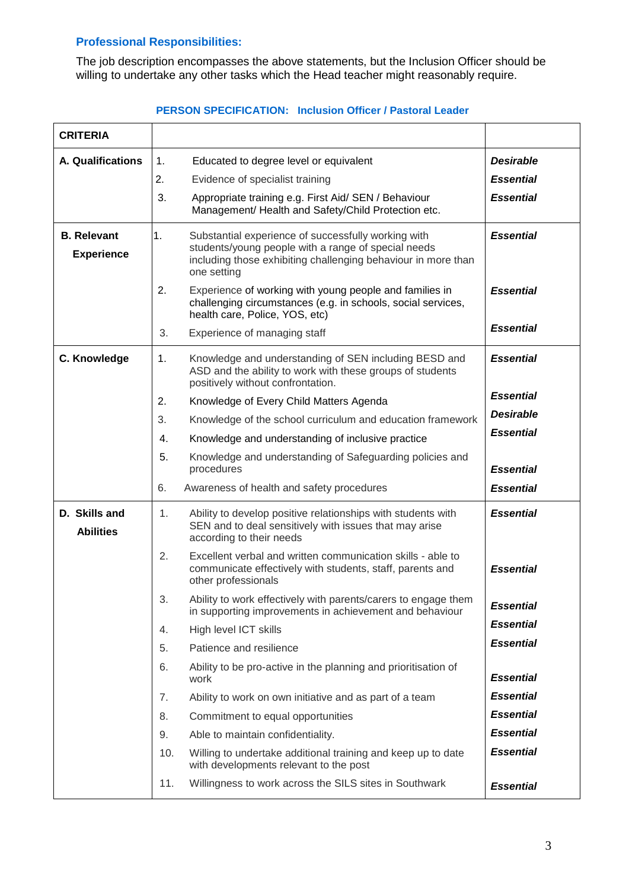### Professional Responsibilities:

The job description encompasses the above statements, but the Inclusion Officer should be willing to undertake any other tasks which the Head teacher might reasonably require.

## PERSON SPECIFICATION: Inclusion Officer / Pastoral Leader

| **CRITERIA** | | | |
|---|---|---|---|
| **A. Qualifications** | 1. | Educated to degree level or equivalent | ***Desirable*** |
| | 2. | Evidence of specialist training | ***Essential*** |
| | 3. | Appropriate training e.g. First Aid/ SEN / Behaviour Management/ Health and Safety/Child Protection etc. | ***Essential*** |
| **B. Relevant Experience** | 1. | Substantial experience of successfully working with students/young people with a range of special needs including those exhibiting challenging behaviour in more than one setting | ***Essential*** |
| | 2. | Experience of working with young people and families in challenging circumstances (e.g. in schools, social services, health care, Police, YOS, etc) | ***Essential*** |
| | 3. | Experience of managing staff | ***Essential*** |
| **C. Knowledge** | 1. | Knowledge and understanding of SEN including BESD and ASD and the ability to work with these groups of students positively without confrontation. | ***Essential*** |
| | 2. | Knowledge of Every Child Matters Agenda | ***Essential*** |
| | 3. | Knowledge of the school curriculum and education framework | ***Desirable*** |
| | 4. | Knowledge and understanding of inclusive practice | ***Essential*** |
| | 5. | Knowledge and understanding of Safeguarding policies and procedures | ***Essential*** |
| | 6. | Awareness of health and safety procedures | ***Essential*** |
| **D. Skills and Abilities** | 1. | Ability to develop positive relationships with students with SEN and to deal sensitively with issues that may arise according to their needs | ***Essential*** |
| | 2. | Excellent verbal and written communication skills - able to communicate effectively with students, staff, parents and other professionals | ***Essential*** |
| | 3. | Ability to work effectively with parents/carers to engage them in supporting improvements in achievement and behaviour | ***Essential*** |
| | 4. | High level ICT skills | ***Essential*** |
| | 5. | Patience and resilience | ***Essential*** |
| | 6. | Ability to be pro-active in the planning and prioritisation of work | ***Essential*** |
| | 7. | Ability to work on own initiative and as part of a team | ***Essential*** |
| | 8. | Commitment to equal opportunities | ***Essential*** |
| | 9. | Able to maintain confidentiality. | ***Essential*** |
| | 10. | Willing to undertake additional training and keep up to date with developments relevant to the post | ***Essential*** |
| | 11. | Willingness to work across the SILS sites in Southwark | ***Essential*** |